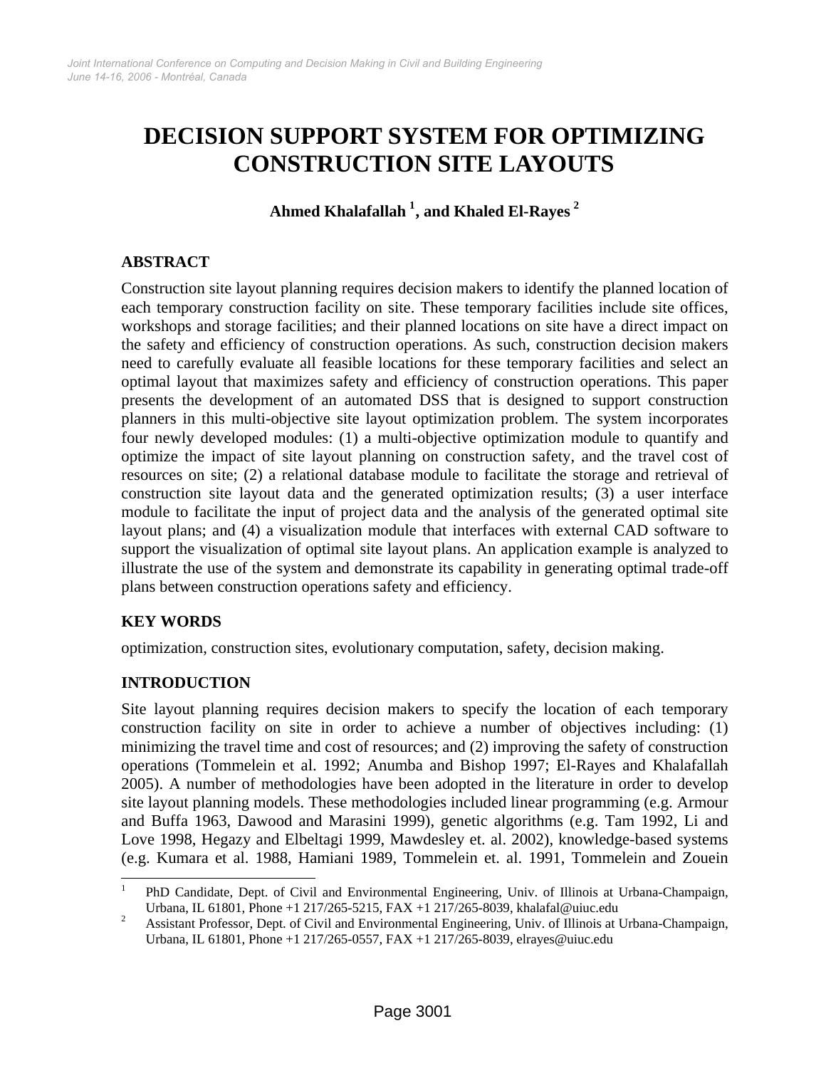# DECISION SUPPORT SYSTEM FOR OPTIMIZING CONSTRUCTION SITE LAYOUTS

**Ahmed Khalafallah [1], and Khaled El-Rayes [2]**

## ABSTRACT

Construction site layout planning requires decision makers to identify the planned location of each temporary construction facility on site. These temporary facilities include site offices, workshops and storage facilities; and their planned locations on site have a direct impact on the safety and efficiency of construction operations. As such, construction decision makers need to carefully evaluate all feasible locations for these temporary facilities and select an optimal layout that maximizes safety and efficiency of construction operations. This paper presents the development of an automated DSS that is designed to support construction planners in this multi-objective site layout optimization problem. The system incorporates four newly developed modules: (1) a multi-objective optimization module to quantify and optimize the impact of site layout planning on construction safety, and the travel cost of resources on site; (2) a relational database module to facilitate the storage and retrieval of construction site layout data and the generated optimization results; (3) a user interface module to facilitate the input of project data and the analysis of the generated optimal site layout plans; and (4) a visualization module that interfaces with external CAD software to support the visualization of optimal site layout plans. An application example is analyzed to illustrate the use of the system and demonstrate its capability in generating optimal trade-off plans between construction operations safety and efficiency.

## KEY WORDS

optimization, construction sites, evolutionary computation, safety, decision making.

## INTRODUCTION

Site layout planning requires decision makers to specify the location of each temporary construction facility on site in order to achieve a number of objectives including: (1) minimizing the travel time and cost of resources; and (2) improving the safety of construction operations (Tommelein et al. 1992; Anumba and Bishop 1997; El-Rayes and Khalafallah 2005). A number of methodologies have been adopted in the literature in order to develop site layout planning models. These methodologies included linear programming (e.g. Armour and Buffa 1963, Dawood and Marasini 1999), genetic algorithms (e.g. Tam 1992, Li and Love 1998, Hegazy and Elbeltagi 1999, Mawdesley et. al. 2002), knowledge-based systems (e.g. Kumara et al. 1988, Hamiani 1989, Tommelein et. al. 1991, Tommelein and Zouein

---

[1] PhD Candidate, Dept. of Civil and Environmental Engineering, Univ. of Illinois at Urbana-Champaign, Urbana, IL 61801, Phone +1 217/265-5215, FAX +1 217/265-8039, khalafal@uiuc.edu

[2] Assistant Professor, Dept. of Civil and Environmental Engineering, Univ. of Illinois at Urbana-Champaign, Urbana, IL 61801, Phone +1 217/265-0557, FAX +1 217/265-8039, elrayes@uiuc.edu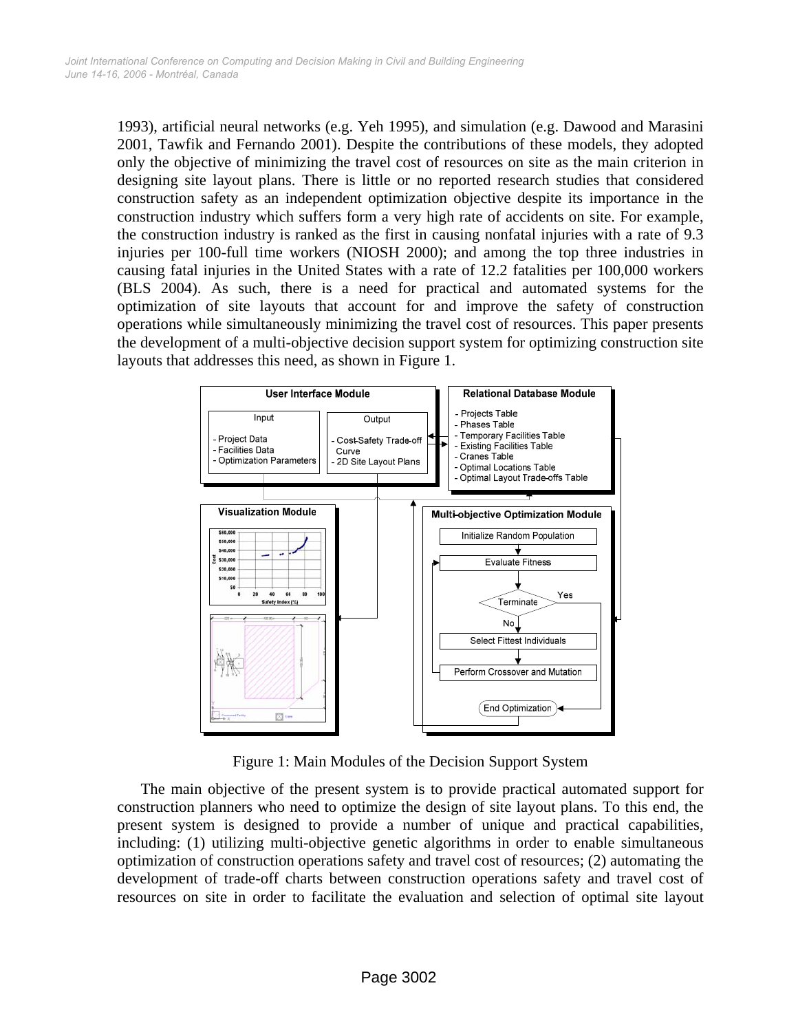1993), artificial neural networks (e.g. Yeh 1995), and simulation (e.g. Dawood and Marasini 2001, Tawfik and Fernando 2001). Despite the contributions of these models, they adopted only the objective of minimizing the travel cost of resources on site as the main criterion in designing site layout plans. There is little or no reported research studies that considered construction safety as an independent optimization objective despite its importance in the construction industry which suffers form a very high rate of accidents on site. For example, the construction industry is ranked as the first in causing nonfatal injuries with a rate of 9.3 injuries per 100-full time workers (NIOSH 2000); and among the top three industries in causing fatal injuries in the United States with a rate of 12.2 fatalities per 100,000 workers (BLS 2004). As such, there is a need for practical and automated systems for the optimization of site layouts that account for and improve the safety of construction operations while simultaneously minimizing the travel cost of resources. This paper presents the development of a multi-objective decision support system for optimizing construction site layouts that addresses this need, as shown in Figure 1.

Figure 1: Main Modules of the Decision Support System

The main objective of the present system is to provide practical automated support for construction planners who need to optimize the design of site layout plans. To this end, the present system is designed to provide a number of unique and practical capabilities, including: (1) utilizing multi-objective genetic algorithms in order to enable simultaneous optimization of construction operations safety and travel cost of resources; (2) automating the development of trade-off charts between construction operations safety and travel cost of resources on site in order to facilitate the evaluation and selection of optimal site layout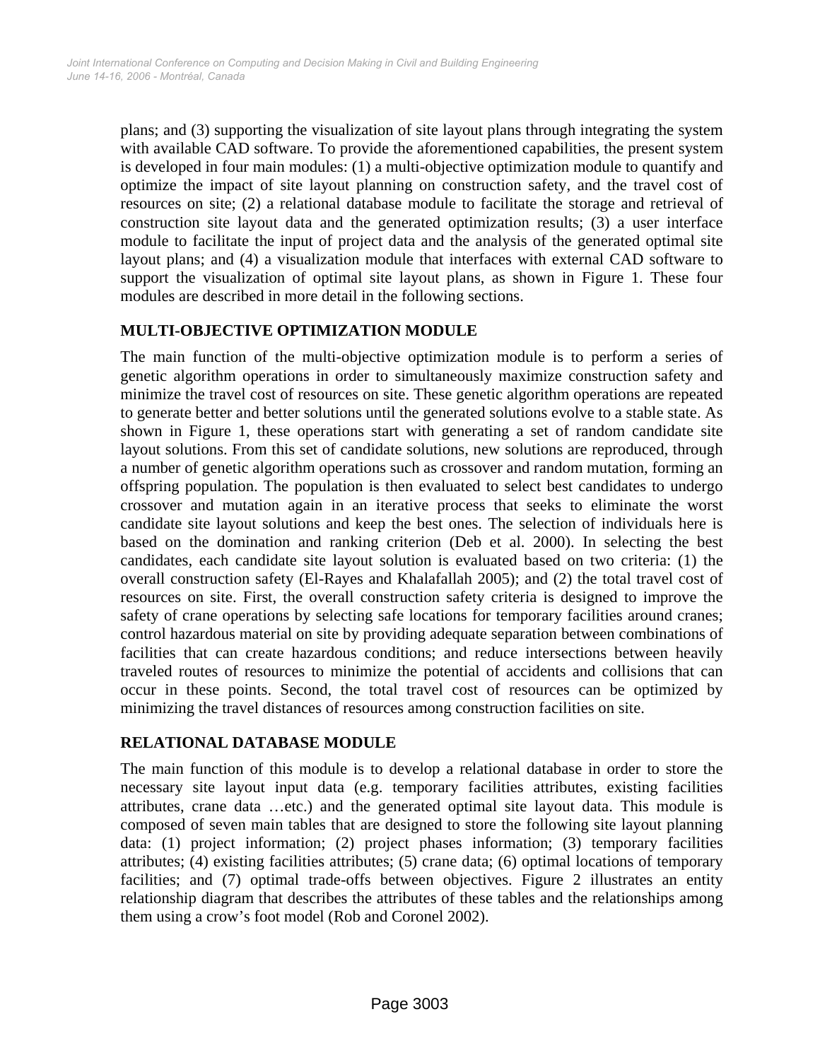plans; and (3) supporting the visualization of site layout plans through integrating the system with available CAD software. To provide the aforementioned capabilities, the present system is developed in four main modules: (1) a multi-objective optimization module to quantify and optimize the impact of site layout planning on construction safety, and the travel cost of resources on site; (2) a relational database module to facilitate the storage and retrieval of construction site layout data and the generated optimization results; (3) a user interface module to facilitate the input of project data and the analysis of the generated optimal site layout plans; and (4) a visualization module that interfaces with external CAD software to support the visualization of optimal site layout plans, as shown in Figure 1. These four modules are described in more detail in the following sections.

## MULTI-OBJECTIVE OPTIMIZATION MODULE

The main function of the multi-objective optimization module is to perform a series of genetic algorithm operations in order to simultaneously maximize construction safety and minimize the travel cost of resources on site. These genetic algorithm operations are repeated to generate better and better solutions until the generated solutions evolve to a stable state. As shown in Figure 1, these operations start with generating a set of random candidate site layout solutions. From this set of candidate solutions, new solutions are reproduced, through a number of genetic algorithm operations such as crossover and random mutation, forming an offspring population. The population is then evaluated to select best candidates to undergo crossover and mutation again in an iterative process that seeks to eliminate the worst candidate site layout solutions and keep the best ones. The selection of individuals here is based on the domination and ranking criterion (Deb et al. 2000). In selecting the best candidates, each candidate site layout solution is evaluated based on two criteria: (1) the overall construction safety (El-Rayes and Khalafallah 2005); and (2) the total travel cost of resources on site. First, the overall construction safety criteria is designed to improve the safety of crane operations by selecting safe locations for temporary facilities around cranes; control hazardous material on site by providing adequate separation between combinations of facilities that can create hazardous conditions; and reduce intersections between heavily traveled routes of resources to minimize the potential of accidents and collisions that can occur in these points. Second, the total travel cost of resources can be optimized by minimizing the travel distances of resources among construction facilities on site.

## RELATIONAL DATABASE MODULE

The main function of this module is to develop a relational database in order to store the necessary site layout input data (e.g. temporary facilities attributes, existing facilities attributes, crane data …etc.) and the generated optimal site layout data. This module is composed of seven main tables that are designed to store the following site layout planning data: (1) project information; (2) project phases information; (3) temporary facilities attributes; (4) existing facilities attributes; (5) crane data; (6) optimal locations of temporary facilities; and (7) optimal trade-offs between objectives. Figure 2 illustrates an entity relationship diagram that describes the attributes of these tables and the relationships among them using a crow's foot model (Rob and Coronel 2002).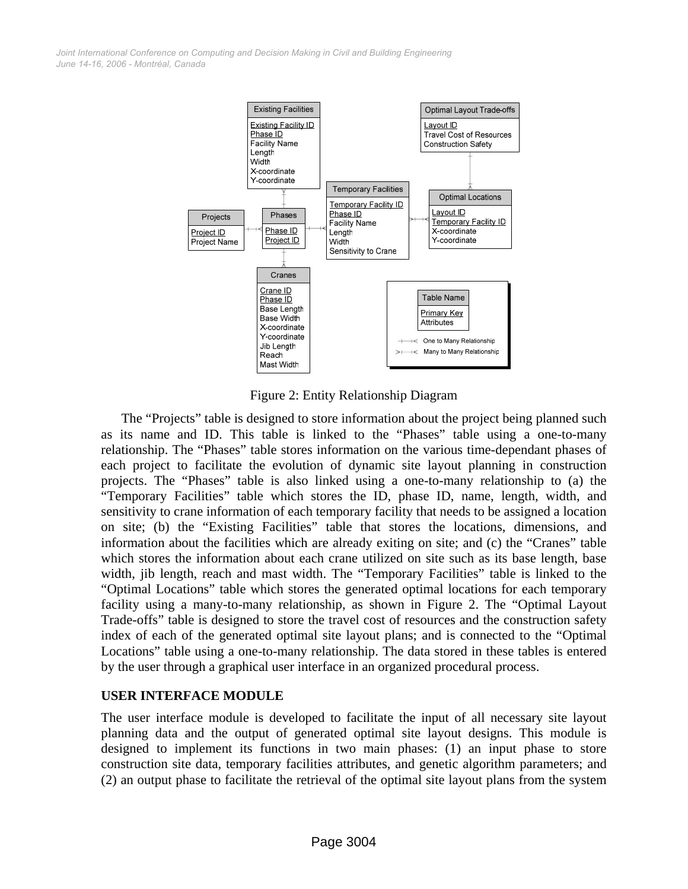Figure 2: Entity Relationship Diagram

The "Projects" table is designed to store information about the project being planned such as its name and ID. This table is linked to the "Phases" table using a one-to-many relationship. The "Phases" table stores information on the various time-dependant phases of each project to facilitate the evolution of dynamic site layout planning in construction projects. The "Phases" table is also linked using a one-to-many relationship to (a) the "Temporary Facilities" table which stores the ID, phase ID, name, length, width, and sensitivity to crane information of each temporary facility that needs to be assigned a location on site; (b) the "Existing Facilities" table that stores the locations, dimensions, and information about the facilities which are already exiting on site; and (c) the "Cranes" table which stores the information about each crane utilized on site such as its base length, base width, jib length, reach and mast width. The "Temporary Facilities" table is linked to the "Optimal Locations" table which stores the generated optimal locations for each temporary facility using a many-to-many relationship, as shown in Figure 2. The "Optimal Layout Trade-offs" table is designed to store the travel cost of resources and the construction safety index of each of the generated optimal site layout plans; and is connected to the "Optimal Locations" table using a one-to-many relationship. The data stored in these tables is entered by the user through a graphical user interface in an organized procedural process.

## USER INTERFACE MODULE

The user interface module is developed to facilitate the input of all necessary site layout planning data and the output of generated optimal site layout designs. This module is designed to implement its functions in two main phases: (1) an input phase to store construction site data, temporary facilities attributes, and genetic algorithm parameters; and (2) an output phase to facilitate the retrieval of the optimal site layout plans from the system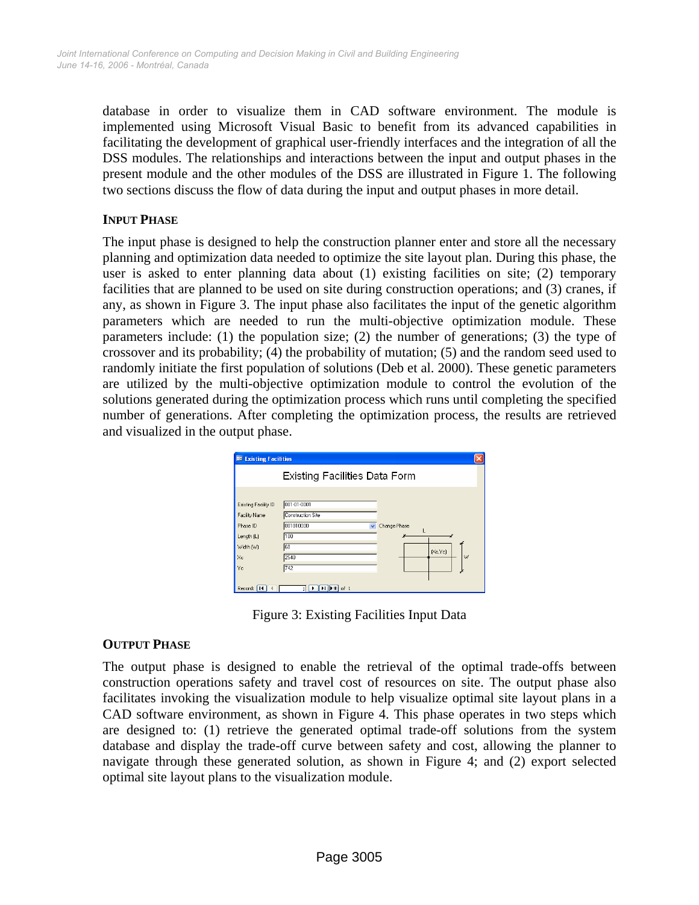database in order to visualize them in CAD software environment. The module is implemented using Microsoft Visual Basic to benefit from its advanced capabilities in facilitating the development of graphical user-friendly interfaces and the integration of all the DSS modules. The relationships and interactions between the input and output phases in the present module and the other modules of the DSS are illustrated in Figure 1. The following two sections discuss the flow of data during the input and output phases in more detail.

### INPUT PHASE

The input phase is designed to help the construction planner enter and store all the necessary planning and optimization data needed to optimize the site layout plan. During this phase, the user is asked to enter planning data about (1) existing facilities on site; (2) temporary facilities that are planned to be used on site during construction operations; and (3) cranes, if any, as shown in Figure 3. The input phase also facilitates the input of the genetic algorithm parameters which are needed to run the multi-objective optimization module. These parameters include: (1) the population size; (2) the number of generations; (3) the type of crossover and its probability; (4) the probability of mutation; (5) and the random seed used to randomly initiate the first population of solutions (Deb et al. 2000). These genetic parameters are utilized by the multi-objective optimization module to control the evolution of the solutions generated during the optimization process which runs until completing the specified number of generations. After completing the optimization process, the results are retrieved and visualized in the output phase.

Figure 3: Existing Facilities Input Data

### OUTPUT PHASE

The output phase is designed to enable the retrieval of the optimal trade-offs between construction operations safety and travel cost of resources on site. The output phase also facilitates invoking the visualization module to help visualize optimal site layout plans in a CAD software environment, as shown in Figure 4. This phase operates in two steps which are designed to: (1) retrieve the generated optimal trade-off solutions from the system database and display the trade-off curve between safety and cost, allowing the planner to navigate through these generated solution, as shown in Figure 4; and (2) export selected optimal site layout plans to the visualization module.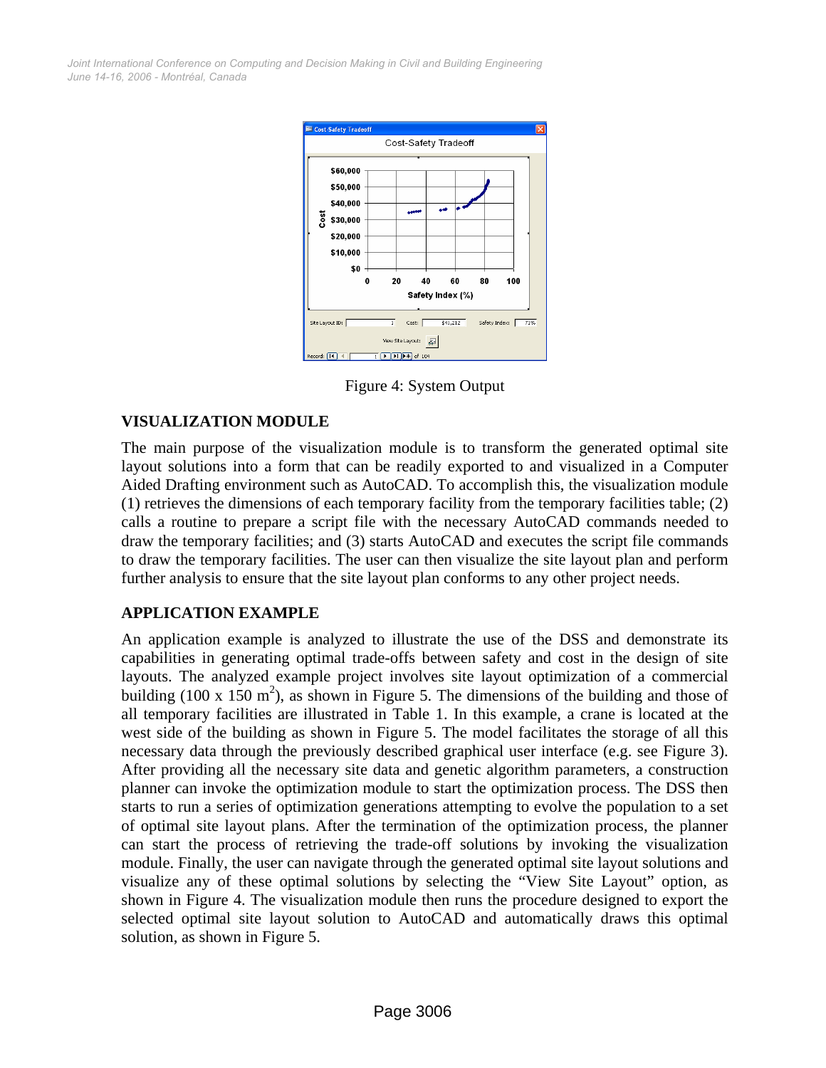Figure 4: System Output

## VISUALIZATION MODULE

The main purpose of the visualization module is to transform the generated optimal site layout solutions into a form that can be readily exported to and visualized in a Computer Aided Drafting environment such as AutoCAD. To accomplish this, the visualization module (1) retrieves the dimensions of each temporary facility from the temporary facilities table; (2) calls a routine to prepare a script file with the necessary AutoCAD commands needed to draw the temporary facilities; and (3) starts AutoCAD and executes the script file commands to draw the temporary facilities. The user can then visualize the site layout plan and perform further analysis to ensure that the site layout plan conforms to any other project needs.

## APPLICATION EXAMPLE

An application example is analyzed to illustrate the use of the DSS and demonstrate its capabilities in generating optimal trade-offs between safety and cost in the design of site layouts. The analyzed example project involves site layout optimization of a commercial building (100 x 150 $m^2$), as shown in Figure 5. The dimensions of the building and those of all temporary facilities are illustrated in Table 1. In this example, a crane is located at the west side of the building as shown in Figure 5. The model facilitates the storage of all this necessary data through the previously described graphical user interface (e.g. see Figure 3). After providing all the necessary site data and genetic algorithm parameters, a construction planner can invoke the optimization module to start the optimization process. The DSS then starts to run a series of optimization generations attempting to evolve the population to a set of optimal site layout plans. After the termination of the optimization process, the planner can start the process of retrieving the trade-off solutions by invoking the visualization module. Finally, the user can navigate through the generated optimal site layout solutions and visualize any of these optimal solutions by selecting the "View Site Layout" option, as shown in Figure 4. The visualization module then runs the procedure designed to export the selected optimal site layout solution to AutoCAD and automatically draws this optimal solution, as shown in Figure 5.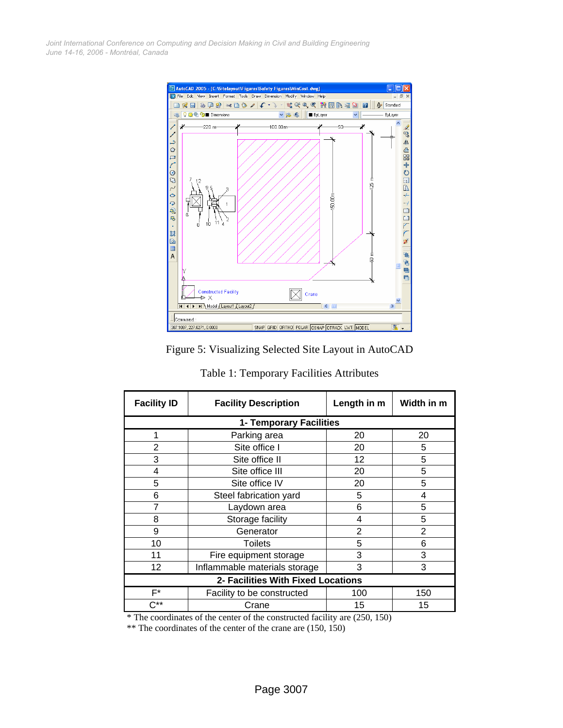Figure 5: Visualizing Selected Site Layout in AutoCAD

Table 1: Temporary Facilities Attributes

| Facility ID | Facility Description | Length in m | Width in m |
|---|---|---|---|
| **1- Temporary Facilities** | | | |
| 1 | Parking area | 20 | 20 |
| 2 | Site office I | 20 | 5 |
| 3 | Site office II | 12 | 5 |
| 4 | Site office III | 20 | 5 |
| 5 | Site office IV | 20 | 5 |
| 6 | Steel fabrication yard | 5 | 4 |
| 7 | Laydown area | 6 | 5 |
| 8 | Storage facility | 4 | 5 |
| 9 | Generator | 2 | 2 |
| 10 | Toilets | 5 | 6 |
| 11 | Fire equipment storage | 3 | 3 |
| 12 | Inflammable materials storage | 3 | 3 |
| **2- Facilities With Fixed Locations** | | | |
| F* | Facility to be constructed | 100 | 150 |
| C** | Crane | 15 | 15 |

\* The coordinates of the center of the constructed facility are (250, 150)

\** The coordinates of the center of the crane are (150, 150)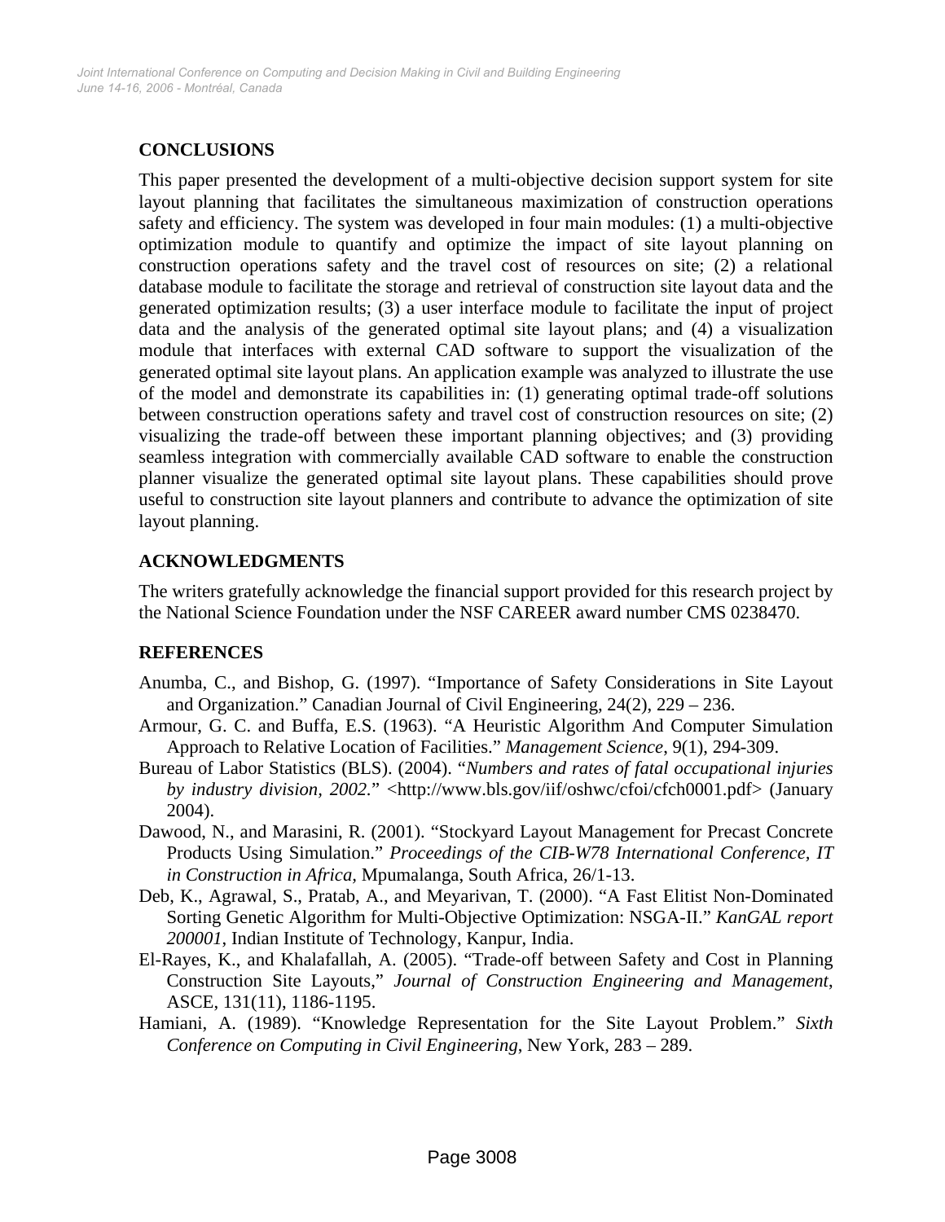## CONCLUSIONS

This paper presented the development of a multi-objective decision support system for site layout planning that facilitates the simultaneous maximization of construction operations safety and efficiency. The system was developed in four main modules: (1) a multi-objective optimization module to quantify and optimize the impact of site layout planning on construction operations safety and the travel cost of resources on site; (2) a relational database module to facilitate the storage and retrieval of construction site layout data and the generated optimization results; (3) a user interface module to facilitate the input of project data and the analysis of the generated optimal site layout plans; and (4) a visualization module that interfaces with external CAD software to support the visualization of the generated optimal site layout plans. An application example was analyzed to illustrate the use of the model and demonstrate its capabilities in: (1) generating optimal trade-off solutions between construction operations safety and travel cost of construction resources on site; (2) visualizing the trade-off between these important planning objectives; and (3) providing seamless integration with commercially available CAD software to enable the construction planner visualize the generated optimal site layout plans. These capabilities should prove useful to construction site layout planners and contribute to advance the optimization of site layout planning.

## ACKNOWLEDGMENTS

The writers gratefully acknowledge the financial support provided for this research project by the National Science Foundation under the NSF CAREER award number CMS 0238470.

## REFERENCES

Anumba, C., and Bishop, G. (1997). "Importance of Safety Considerations in Site Layout and Organization." Canadian Journal of Civil Engineering, 24(2), 229 – 236.

Armour, G. C. and Buffa, E.S. (1963). "A Heuristic Algorithm And Computer Simulation Approach to Relative Location of Facilities." *Management Science*, 9(1), 294-309.

Bureau of Labor Statistics (BLS). (2004). "*Numbers and rates of fatal occupational injuries by industry division, 2002.*" <http://www.bls.gov/iif/oshwc/cfoi/cfch0001.pdf> (January 2004).

Dawood, N., and Marasini, R. (2001). "Stockyard Layout Management for Precast Concrete Products Using Simulation." *Proceedings of the CIB-W78 International Conference, IT in Construction in Africa*, Mpumalanga, South Africa, 26/1-13.

Deb, K., Agrawal, S., Pratab, A., and Meyarivan, T. (2000). "A Fast Elitist Non-Dominated Sorting Genetic Algorithm for Multi-Objective Optimization: NSGA-II." *KanGAL report 200001*, Indian Institute of Technology, Kanpur, India.

El-Rayes, K., and Khalafallah, A. (2005). "Trade-off between Safety and Cost in Planning Construction Site Layouts," *Journal of Construction Engineering and Management*, ASCE, 131(11), 1186-1195.

Hamiani, A. (1989). "Knowledge Representation for the Site Layout Problem." *Sixth Conference on Computing in Civil Engineering*, New York, 283 – 289.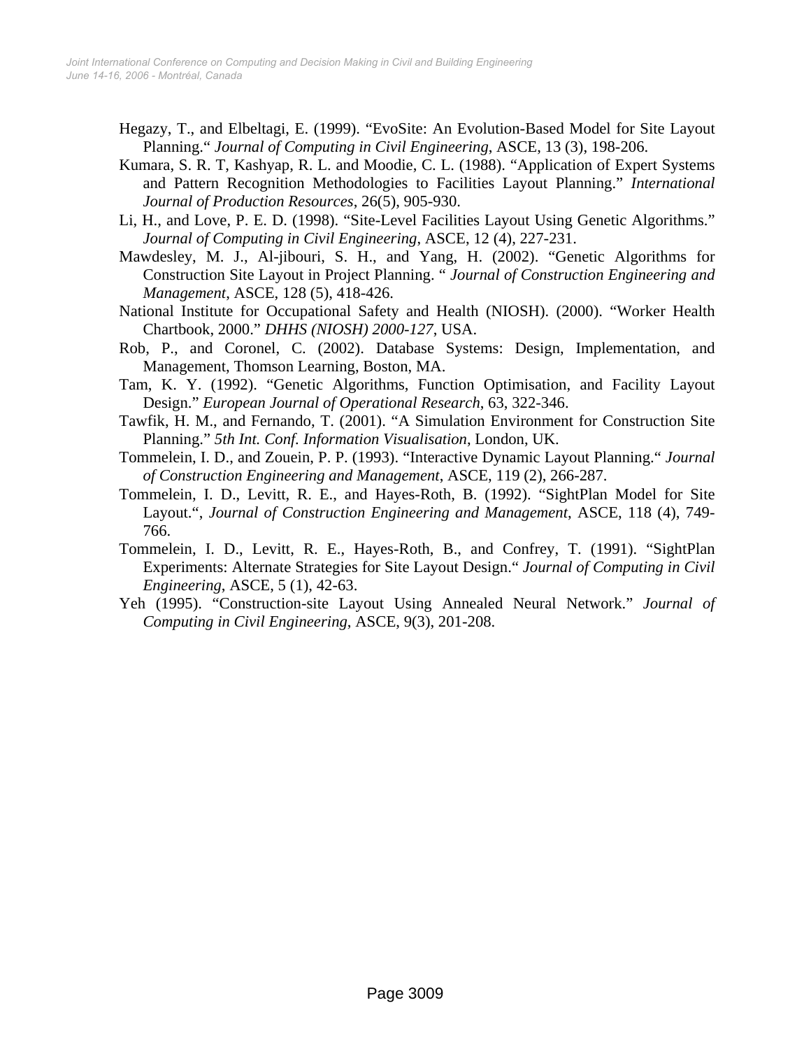Hegazy, T., and Elbeltagi, E. (1999). "EvoSite: An Evolution-Based Model for Site Layout Planning." *Journal of Computing in Civil Engineering*, ASCE, 13 (3), 198-206.

Kumara, S. R. T, Kashyap, R. L. and Moodie, C. L. (1988). "Application of Expert Systems and Pattern Recognition Methodologies to Facilities Layout Planning." *International Journal of Production Resources*, 26(5), 905-930.

Li, H., and Love, P. E. D. (1998). "Site-Level Facilities Layout Using Genetic Algorithms." *Journal of Computing in Civil Engineering*, ASCE, 12 (4), 227-231.

Mawdesley, M. J., Al-jibouri, S. H., and Yang, H. (2002). "Genetic Algorithms for Construction Site Layout in Project Planning. " *Journal of Construction Engineering and Management*, ASCE, 128 (5), 418-426.

National Institute for Occupational Safety and Health (NIOSH). (2000). "Worker Health Chartbook, 2000." *DHHS (NIOSH) 2000-127*, USA.

Rob, P., and Coronel, C. (2002). Database Systems: Design, Implementation, and Management, Thomson Learning, Boston, MA.

Tam, K. Y. (1992). "Genetic Algorithms, Function Optimisation, and Facility Layout Design." *European Journal of Operational Research*, 63, 322-346.

Tawfik, H. M., and Fernando, T. (2001). "A Simulation Environment for Construction Site Planning." *5th Int. Conf. Information Visualisation*, London, UK.

Tommelein, I. D., and Zouein, P. P. (1993). "Interactive Dynamic Layout Planning." *Journal of Construction Engineering and Management*, ASCE, 119 (2), 266-287.

Tommelein, I. D., Levitt, R. E., and Hayes-Roth, B. (1992). "SightPlan Model for Site Layout.", *Journal of Construction Engineering and Management*, ASCE, 118 (4), 749-766.

Tommelein, I. D., Levitt, R. E., Hayes-Roth, B., and Confrey, T. (1991). "SightPlan Experiments: Alternate Strategies for Site Layout Design." *Journal of Computing in Civil Engineering*, ASCE, 5 (1), 42-63.

Yeh (1995). "Construction-site Layout Using Annealed Neural Network." *Journal of Computing in Civil Engineering*, ASCE, 9(3), 201-208.